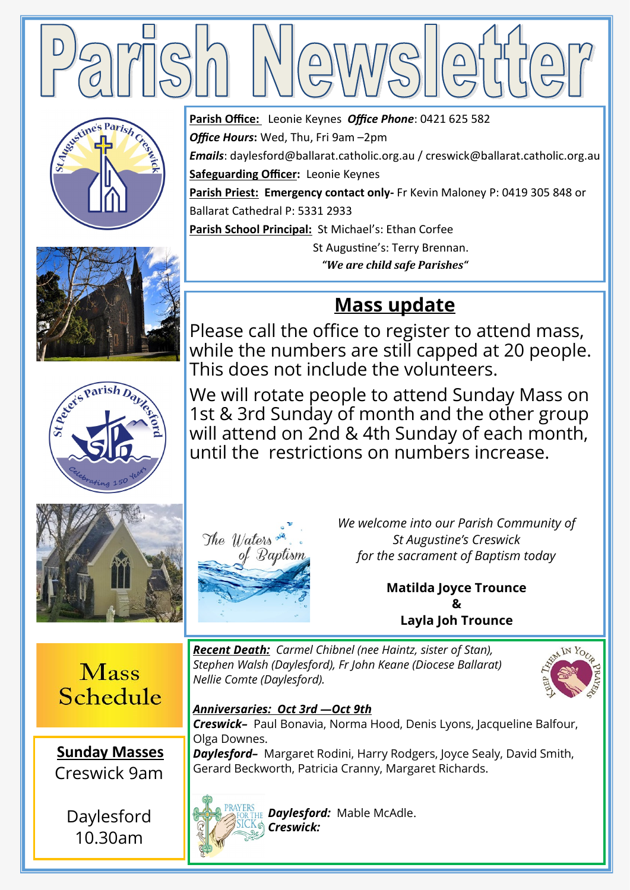# Parish Newsletter

**Parish Office:** Leonie Keynes ***Office Phone***: 0421 625 582

***Office Hours*:** Wed, Thu, Fri 9am –2pm

***Emails***: daylesford@ballarat.catholic.org.au / creswick@ballarat.catholic.org.au

**Safeguarding Officer:** Leonie Keynes

**Parish Priest:** **Emergency contact only-** Fr Kevin Maloney P: 0419 305 848 or Ballarat Cathedral P: 5331 2933

**Parish School Principal:** St Michael's: Ethan Corfee

St Augustine's: Terry Brennan.

***"We are child safe Parishes"***

## Mass update

Please call the office to register to attend mass, while the numbers are still capped at 20 people. This does not include the volunteers.

We will rotate people to attend Sunday Mass on 1st & 3rd Sunday of month and the other group will attend on 2nd & 4th Sunday of each month, until the restrictions on numbers increase.

The Waters of Baptism

*We welcome into our Parish Community of St Augustine's Creswick for the sacrament of Baptism today*

**Matilda Joyce Trounce**
**&**
**Layla Joh Trounce**

## Mass Schedule

**Sunday Masses**

Creswick 9am

Daylesford 10.30am

***Recent Death:*** *Carmel Chibnel (nee Haintz, sister of Stan), Stephen Walsh (Daylesford), Fr John Keane (Diocese Ballarat) Nellie Comte (Daylesford).*

Keep Them In Your Prayers

***Anniversaries: Oct 3rd —Oct 9th***

***Creswick–*** Paul Bonavia, Norma Hood, Denis Lyons, Jacqueline Balfour, Olga Downes.

***Daylesford–*** Margaret Rodini, Harry Rodgers, Joyce Sealy, David Smith, Gerard Beckworth, Patricia Cranny, Margaret Richards.

Prayers for the Sick

***Daylesford:*** Mable McAdle.

***Creswick:***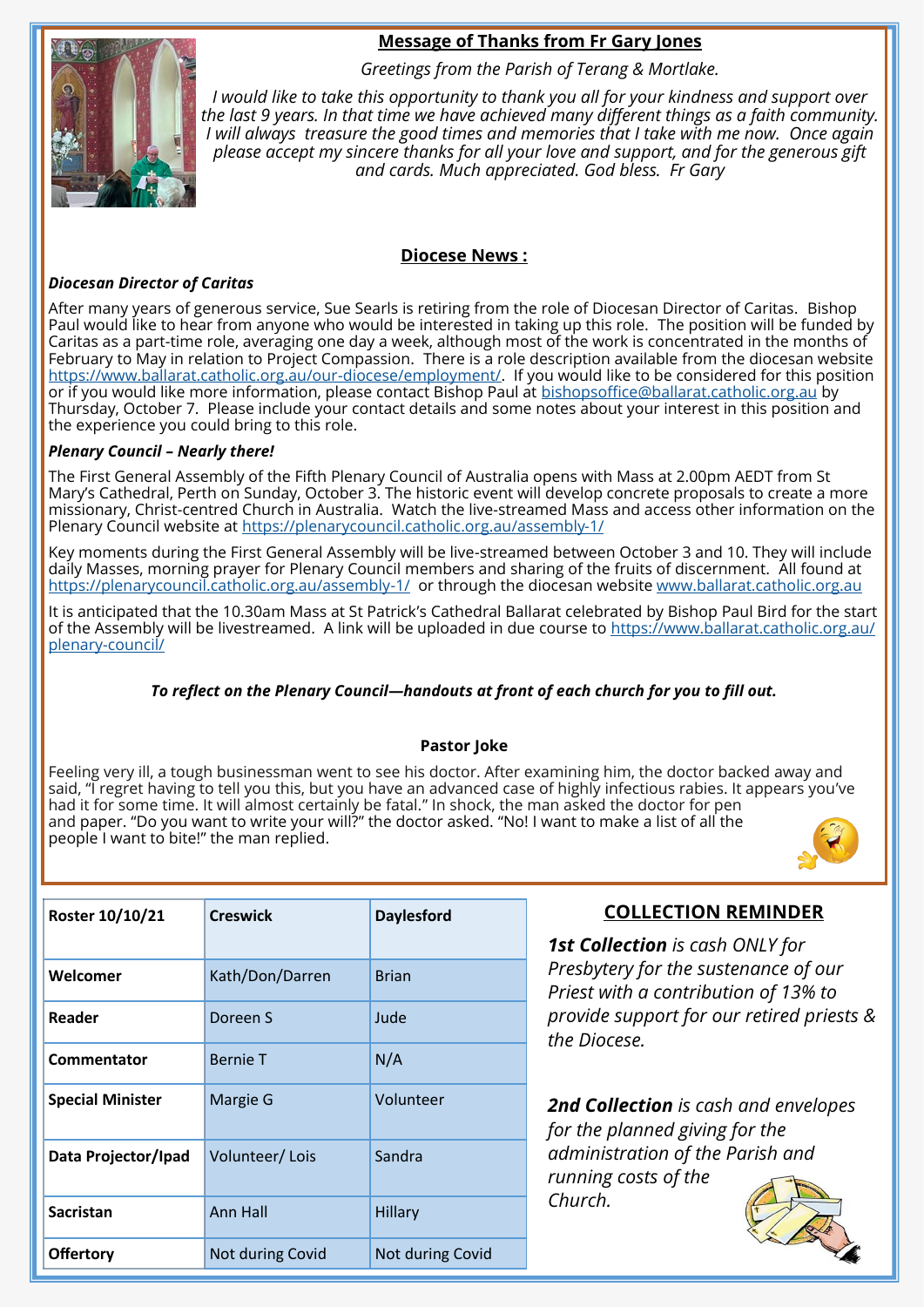## Message of Thanks from Fr Gary Jones

*Greetings from the Parish of Terang & Mortlake.*

*I would like to take this opportunity to thank you all for your kindness and support over the last 9 years. In that time we have achieved many different things as a faith community. I will always treasure the good times and memories that I take with me now. Once again please accept my sincere thanks for all your love and support, and for the generous gift and cards. Much appreciated. God bless. Fr Gary*

## Diocese News :

***Diocesan Director of Caritas***

After many years of generous service, Sue Searls is retiring from the role of Diocesan Director of Caritas. Bishop Paul would like to hear from anyone who would be interested in taking up this role. The position will be funded by Caritas as a part-time role, averaging one day a week, although most of the work is concentrated in the months of February to May in relation to Project Compassion. There is a role description available from the diocesan website https://www.ballarat.catholic.org.au/our-diocese/employment/. If you would like to be considered for this position or if you would like more information, please contact Bishop Paul at bishopsoffice@ballarat.catholic.org.au by Thursday, October 7. Please include your contact details and some notes about your interest in this position and the experience you could bring to this role.

***Plenary Council – Nearly there!***

The First General Assembly of the Fifth Plenary Council of Australia opens with Mass at 2.00pm AEDT from St Mary's Cathedral, Perth on Sunday, October 3. The historic event will develop concrete proposals to create a more missionary, Christ-centred Church in Australia. Watch the live-streamed Mass and access other information on the Plenary Council website at https://plenarycouncil.catholic.org.au/assembly-1/

Key moments during the First General Assembly will be live-streamed between October 3 and 10. They will include daily Masses, morning prayer for Plenary Council members and sharing of the fruits of discernment. All found at https://plenarycouncil.catholic.org.au/assembly-1/ or through the diocesan website www.ballarat.catholic.org.au

It is anticipated that the 10.30am Mass at St Patrick's Cathedral Ballarat celebrated by Bishop Paul Bird for the start of the Assembly will be livestreamed. A link will be uploaded in due course to https://www.ballarat.catholic.org.au/plenary-council/

***To reflect on the Plenary Council—handouts at front of each church for you to fill out.***

**Pastor Joke**

Feeling very ill, a tough businessman went to see his doctor. After examining him, the doctor backed away and said, "I regret having to tell you this, but you have an advanced case of highly infectious rabies. It appears you've had it for some time. It will almost certainly be fatal." In shock, the man asked the doctor for pen and paper. "Do you want to write your will?" the doctor asked. "No! I want to make a list of all the people I want to bite!" the man replied.

| Roster 10/10/21 | Creswick | Daylesford |
|---|---|---|
| Welcomer | Kath/Don/Darren | Brian |
| Reader | Doreen S | Jude |
| Commentator | Bernie T | N/A |
| Special Minister | Margie G | Volunteer |
| Data Projector/Ipad | Volunteer/ Lois | Sandra |
| Sacristan | Ann Hall | Hillary |
| Offertory | Not during Covid | Not during Covid |

## COLLECTION REMINDER

***1st Collection** is cash ONLY for Presbytery for the sustenance of our Priest with a contribution of 13% to provide support for our retired priests & the Diocese.*

***2nd Collection** is cash and envelopes for the planned giving for the administration of the Parish and running costs of the Church.*